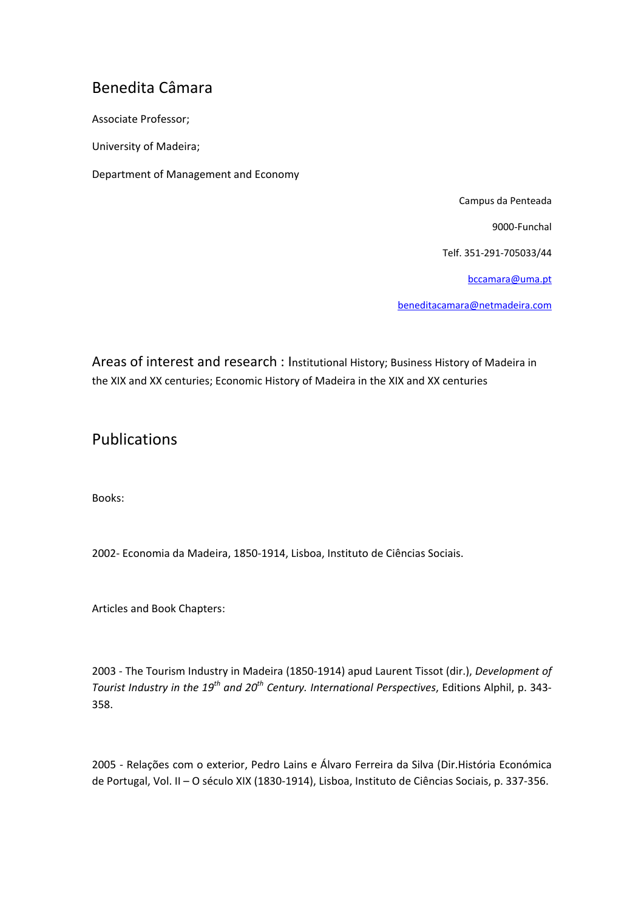# Benedita Câmara

Associate Professor;

University of Madeira;

Department of Management and Economy

Campus da Penteada

9000-Funchal

Telf. 351-291-705033/44

bccamara@uma.pt

beneditacamara@netmadeira.com

## Areas of interest and research :

Institutional History; Business History of Madeira in the XIX and XX centuries; Economic History of Madeira in the XIX and XX centuries

## Publications

Books:

2002- Economia da Madeira, 1850-1914, Lisboa, Instituto de Ciências Sociais.

Articles and Book Chapters:

2003 - The Tourism Industry in Madeira (1850-1914) apud Laurent Tissot (dir.), *Development of Tourist Industry in the 19th and 20th Century. International Perspectives*, Editions Alphil, p. 343-358.

2005 - Relações com o exterior, Pedro Lains e Álvaro Ferreira da Silva (Dir.História Económica de Portugal, Vol. II – O século XIX (1830-1914), Lisboa, Instituto de Ciências Sociais, p. 337-356.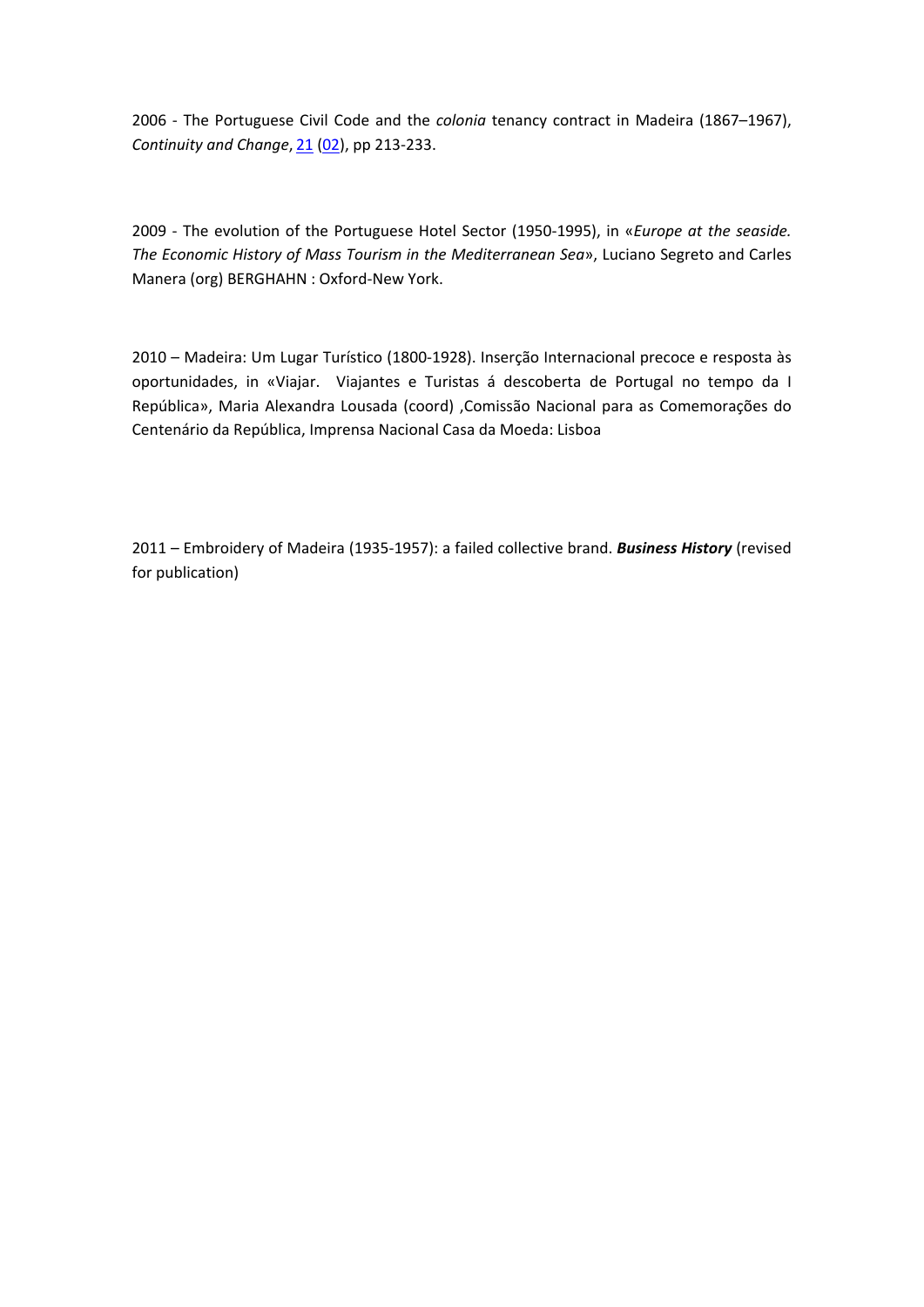2006 - The Portuguese Civil Code and the *colonia* tenancy contract in Madeira (1867–1967), *Continuity and Change*, 21 (02), pp 213-233.

2009 - The evolution of the Portuguese Hotel Sector (1950-1995), in «*Europe at the seaside. The Economic History of Mass Tourism in the Mediterranean Sea*», Luciano Segreto and Carles Manera (org) BERGHAHN : Oxford-New York.

2010 – Madeira: Um Lugar Turístico (1800-1928). Inserção Internacional precoce e resposta às oportunidades, in «Viajar. Viajantes e Turistas á descoberta de Portugal no tempo da I República», Maria Alexandra Lousada (coord) ,Comissão Nacional para as Comemorações do Centenário da República, Imprensa Nacional Casa da Moeda: Lisboa

2011 – Embroidery of Madeira (1935-1957): a failed collective brand. ***Business History*** (revised for publication)